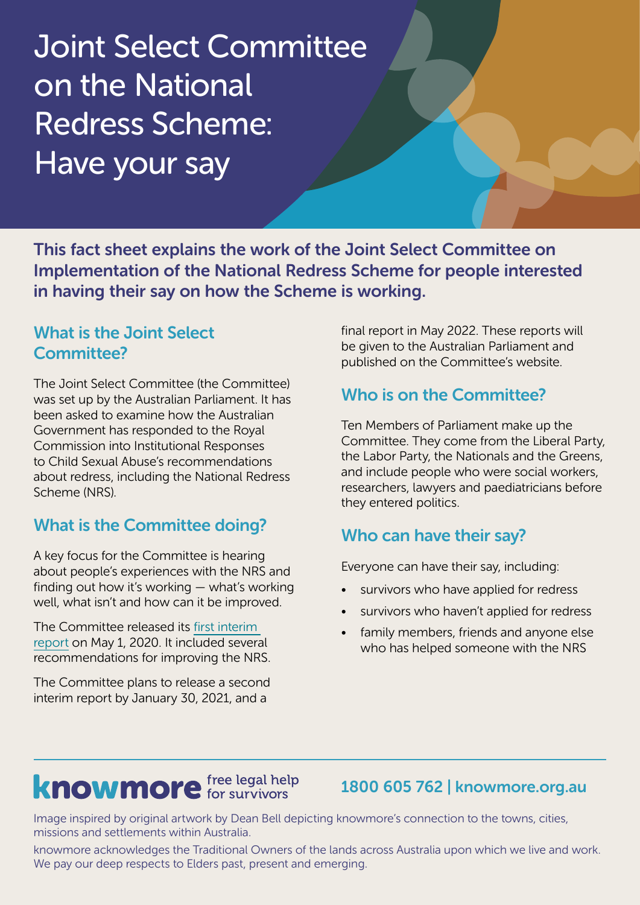# Joint Select Committee on the National Redress Scheme: Have your say

**This fact sheet explains the work of the Joint Select Committee on Implementation of the National Redress Scheme for people interested in having their say on how the Scheme is working.**

## What is the Joint Select Committee?

The Joint Select Committee (the Committee) was set up by the Australian Parliament. It has been asked to examine how the Australian Government has responded to the Royal Commission into Institutional Responses to Child Sexual Abuse's recommendations about redress, including the National Redress Scheme (NRS).

## What is the Committee doing?

A key focus for the Committee is hearing about people's experiences with the NRS and finding out how it's working — what's working well, what isn't and how can it be improved.

The Committee released its first interim report on May 1, 2020. It included several recommendations for improving the NRS.

The Committee plans to release a second interim report by January 30, 2021, and a final report in May 2022. These reports will be given to the Australian Parliament and published on the Committee's website.

## Who is on the Committee?

Ten Members of Parliament make up the Committee. They come from the Liberal Party, the Labor Party, the Nationals and the Greens, and include people who were social workers, researchers, lawyers and paediatricians before they entered politics.

## Who can have their say?

Everyone can have their say, including:

- survivors who have applied for redress
- survivors who haven't applied for redress
- family members, friends and anyone else who has helped someone with the NRS

**knowmore** free legal help for survivors

**1800 605 762 | knowmore.org.au**

Image inspired by original artwork by Dean Bell depicting knowmore's connection to the towns, cities, missions and settlements within Australia.

knowmore acknowledges the Traditional Owners of the lands across Australia upon which we live and work. We pay our deep respects to Elders past, present and emerging.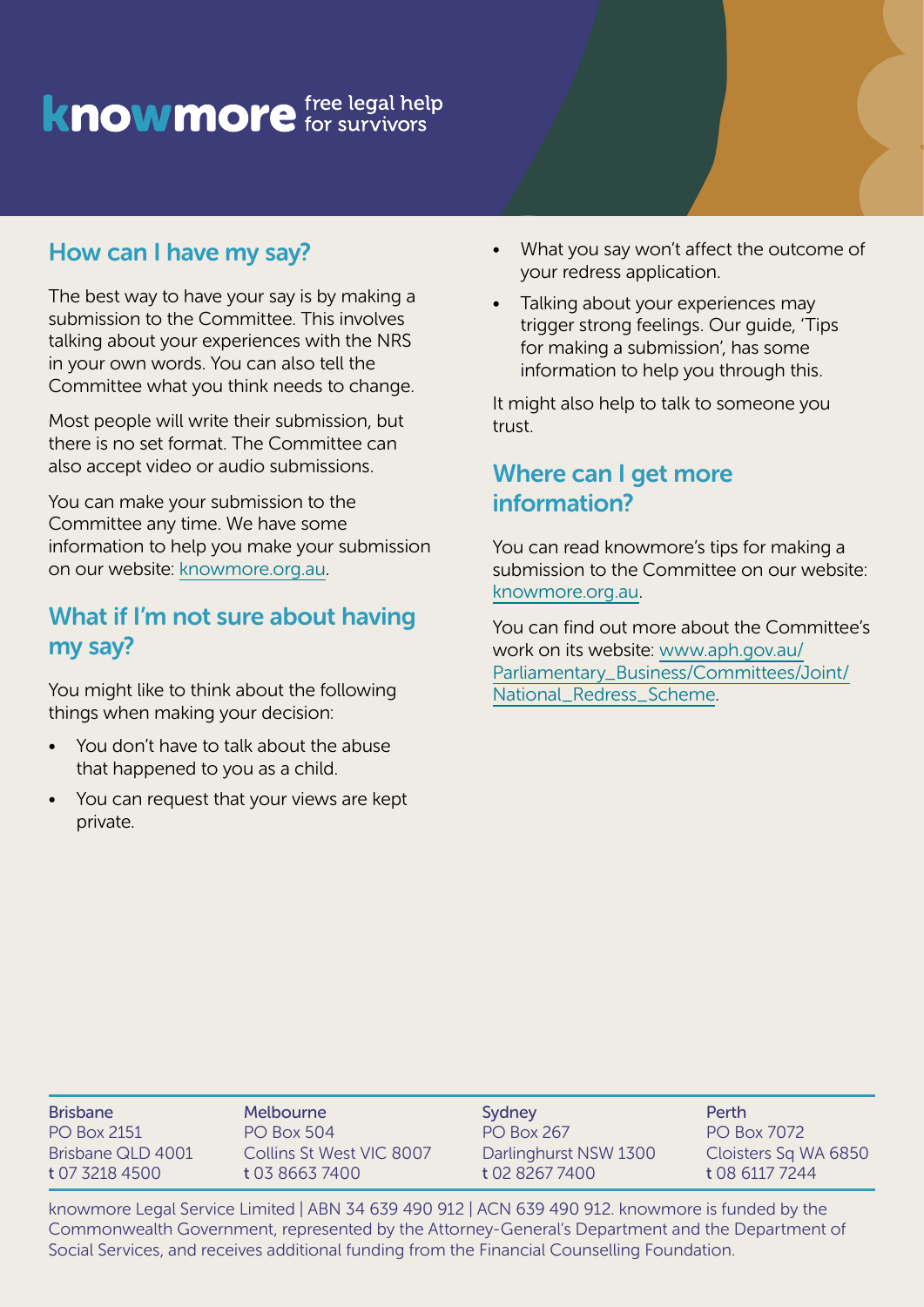knowmore free legal help for survivors

## How can I have my say?

The best way to have your say is by making a submission to the Committee. This involves talking about your experiences with the NRS in your own words. You can also tell the Committee what you think needs to change.

Most people will write their submission, but there is no set format. The Committee can also accept video or audio submissions.

You can make your submission to the Committee any time. We have some information to help you make your submission on our website: knowmore.org.au.

## What if I'm not sure about having my say?

You might like to think about the following things when making your decision:

- You don't have to talk about the abuse that happened to you as a child.
- You can request that your views are kept private.
- What you say won't affect the outcome of your redress application.
- Talking about your experiences may trigger strong feelings. Our guide, 'Tips for making a submission', has some information to help you through this.

It might also help to talk to someone you trust.

## Where can I get more information?

You can read knowmore's tips for making a submission to the Committee on our website: knowmore.org.au.

You can find out more about the Committee's work on its website: www.aph.gov.au/Parliamentary_Business/Committees/Joint/National_Redress_Scheme.

| Brisbane | Melbourne | Sydney | Perth |
| --- | --- | --- | --- |
| PO Box 2151 | PO Box 504 | PO Box 267 | PO Box 7072 |
| Brisbane QLD 4001 | Collins St West VIC 8007 | Darlinghurst NSW 1300 | Cloisters Sq WA 6850 |
| t 07 3218 4500 | t 03 8663 7400 | t 02 8267 7400 | t 08 6117 7244 |

knowmore Legal Service Limited | ABN 34 639 490 912 | ACN 639 490 912. knowmore is funded by the Commonwealth Government, represented by the Attorney-General's Department and the Department of Social Services, and receives additional funding from the Financial Counselling Foundation.